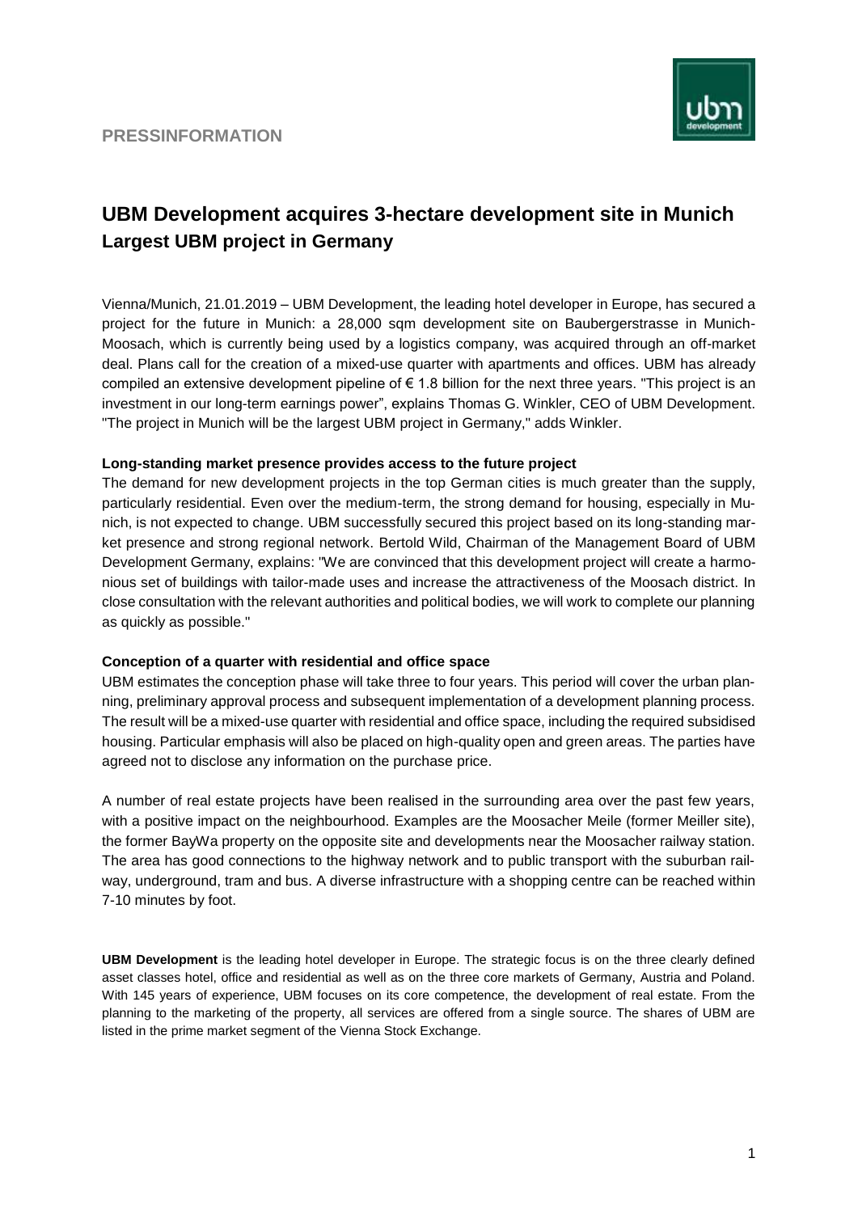**PRESSINFORMATION**

# UBM Development acquires 3-hectare development site in Munich
## Largest UBM project in Germany

Vienna/Munich, 21.01.2019 – UBM Development, the leading hotel developer in Europe, has secured a project for the future in Munich: a 28,000 sqm development site on Baubergerstrasse in Munich-Moosach, which is currently being used by a logistics company, was acquired through an off-market deal. Plans call for the creation of a mixed-use quarter with apartments and offices. UBM has already compiled an extensive development pipeline of € 1.8 billion for the next three years. "This project is an investment in our long-term earnings power", explains Thomas G. Winkler, CEO of UBM Development. "The project in Munich will be the largest UBM project in Germany," adds Winkler.

**Long-standing market presence provides access to the future project**

The demand for new development projects in the top German cities is much greater than the supply, particularly residential. Even over the medium-term, the strong demand for housing, especially in Munich, is not expected to change. UBM successfully secured this project based on its long-standing market presence and strong regional network. Bertold Wild, Chairman of the Management Board of UBM Development Germany, explains: "We are convinced that this development project will create a harmonious set of buildings with tailor-made uses and increase the attractiveness of the Moosach district. In close consultation with the relevant authorities and political bodies, we will work to complete our planning as quickly as possible."

**Conception of a quarter with residential and office space**

UBM estimates the conception phase will take three to four years. This period will cover the urban planning, preliminary approval process and subsequent implementation of a development planning process. The result will be a mixed-use quarter with residential and office space, including the required subsidised housing. Particular emphasis will also be placed on high-quality open and green areas. The parties have agreed not to disclose any information on the purchase price.

A number of real estate projects have been realised in the surrounding area over the past few years, with a positive impact on the neighbourhood. Examples are the Moosacher Meile (former Meiller site), the former BayWa property on the opposite site and developments near the Moosacher railway station. The area has good connections to the highway network and to public transport with the suburban railway, underground, tram and bus. A diverse infrastructure with a shopping centre can be reached within 7-10 minutes by foot.

**UBM Development** is the leading hotel developer in Europe. The strategic focus is on the three clearly defined asset classes hotel, office and residential as well as on the three core markets of Germany, Austria and Poland. With 145 years of experience, UBM focuses on its core competence, the development of real estate. From the planning to the marketing of the property, all services are offered from a single source. The shares of UBM are listed in the prime market segment of the Vienna Stock Exchange.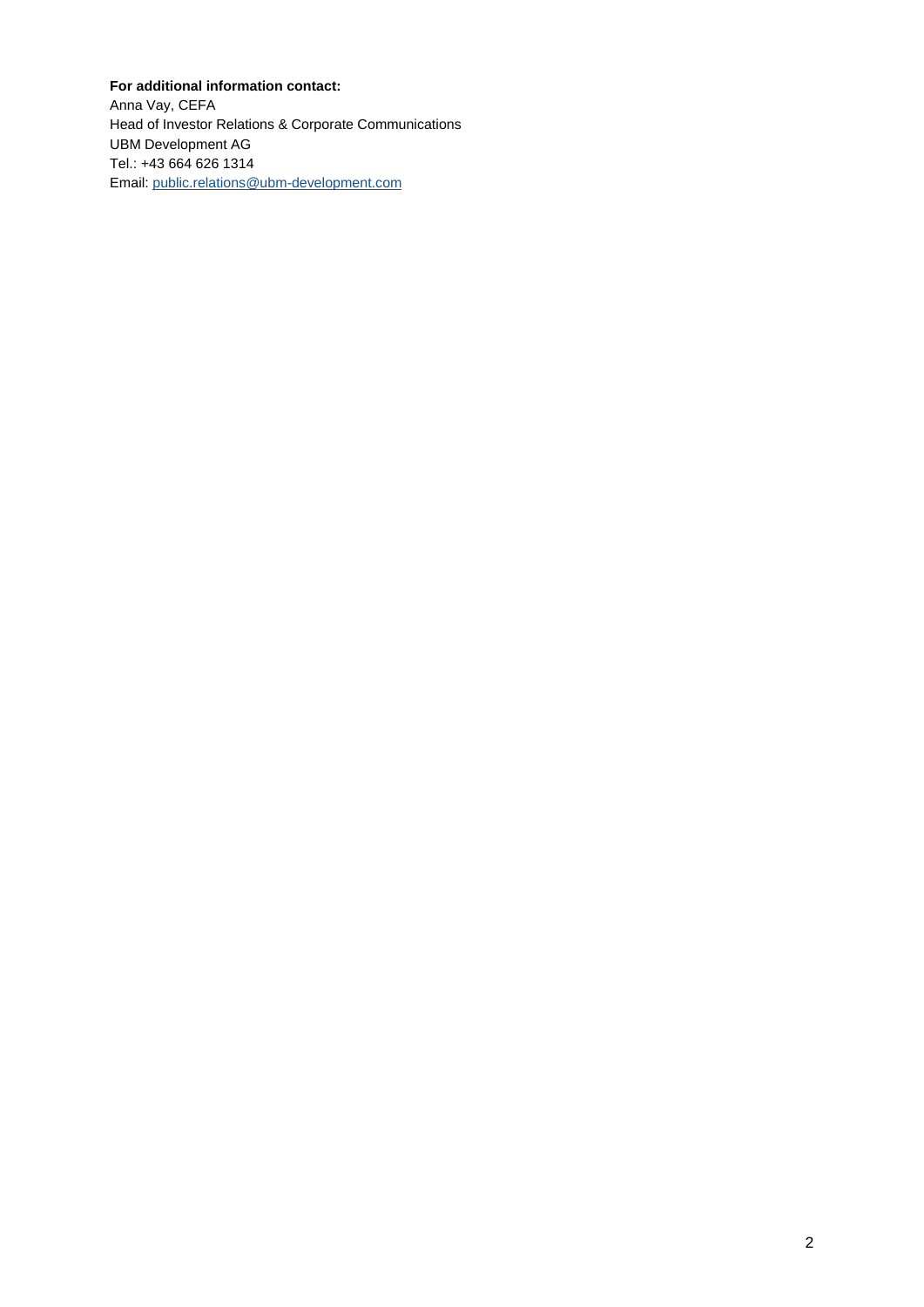**For additional information contact:**
Anna Vay, CEFA
Head of Investor Relations & Corporate Communications
UBM Development AG
Tel.: +43 664 626 1314
Email: public.relations@ubm-development.com